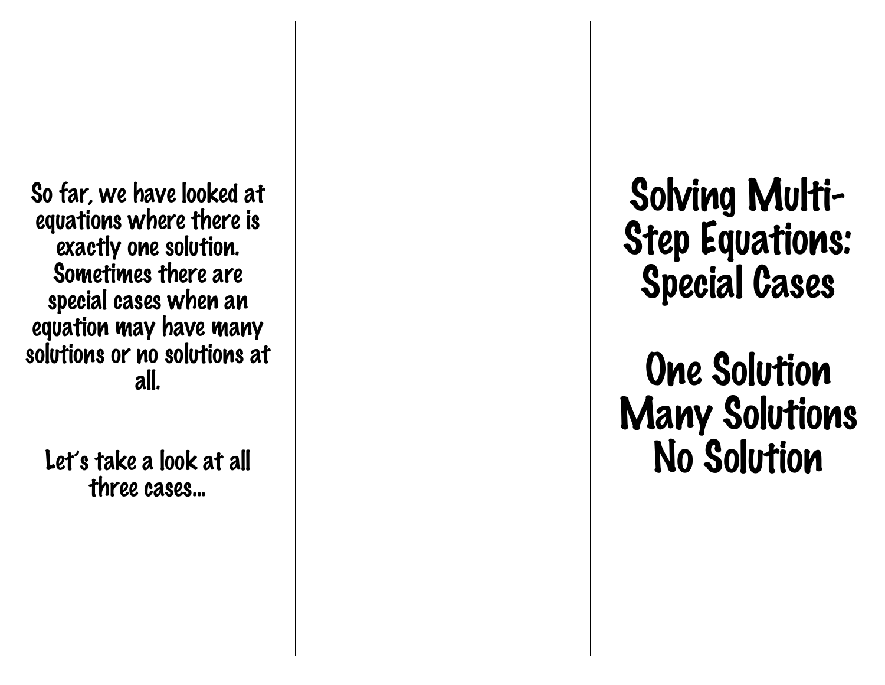So far, we have looked at equations where there is exactly one solution. Sometimes there are special cases when an equation may have many solutions or no solutions at all.

Let's take a look at all three cases…

# Solving Multi-Step Equations: Special Cases

## One Solution
## Many Solutions
## No Solution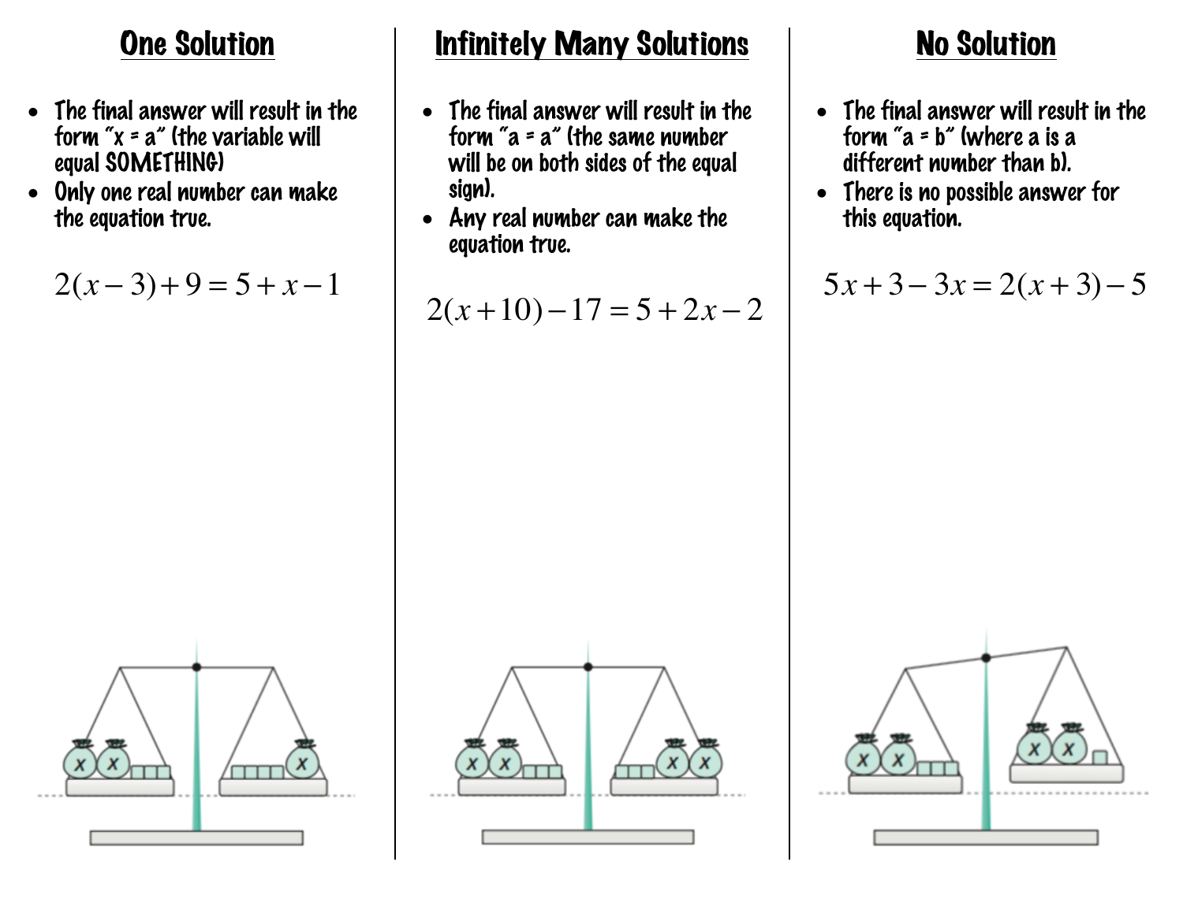## One Solution

- The final answer will result in the form "x = a" (the variable will equal SOMETHING)
- Only one real number can make the equation true.

$$2(x-3)+9=5+x-1$$

## Infinitely Many Solutions

- The final answer will result in the form "a = a" (the same number will be on both sides of the equal sign).
- Any real number can make the equation true.

$$2(x+10)-17=5+2x-2$$

## No Solution

- The final answer will result in the form "a = b" (where a is a different number than b).
- There is no possible answer for this equation.

$$5x+3-3x=2(x+3)-5$$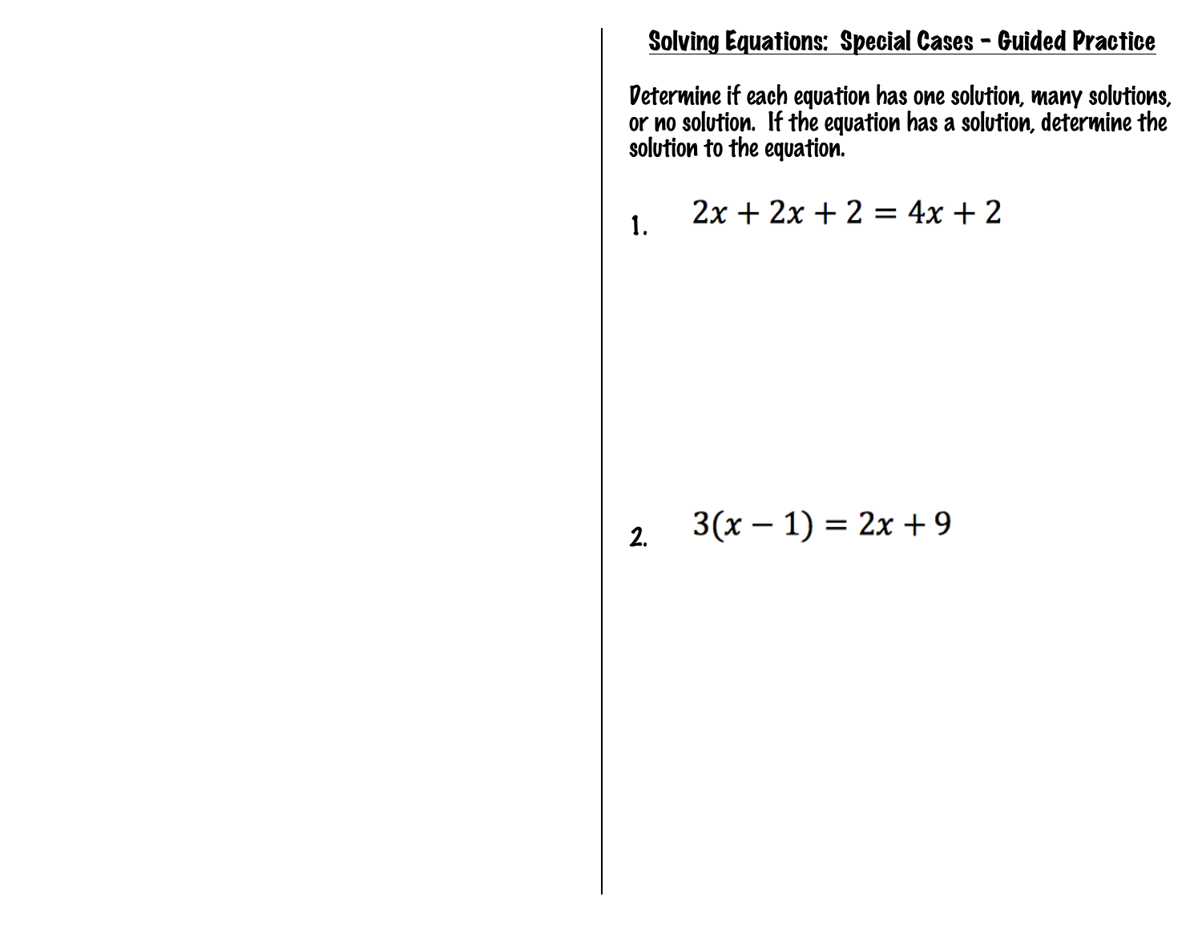## Solving Equations: Special Cases – Guided Practice

Determine if each equation has one solution, many solutions, or no solution. If the equation has a solution, determine the solution to the equation.

1. $2x + 2x + 2 = 4x + 2$

2. $3(x - 1) = 2x + 9$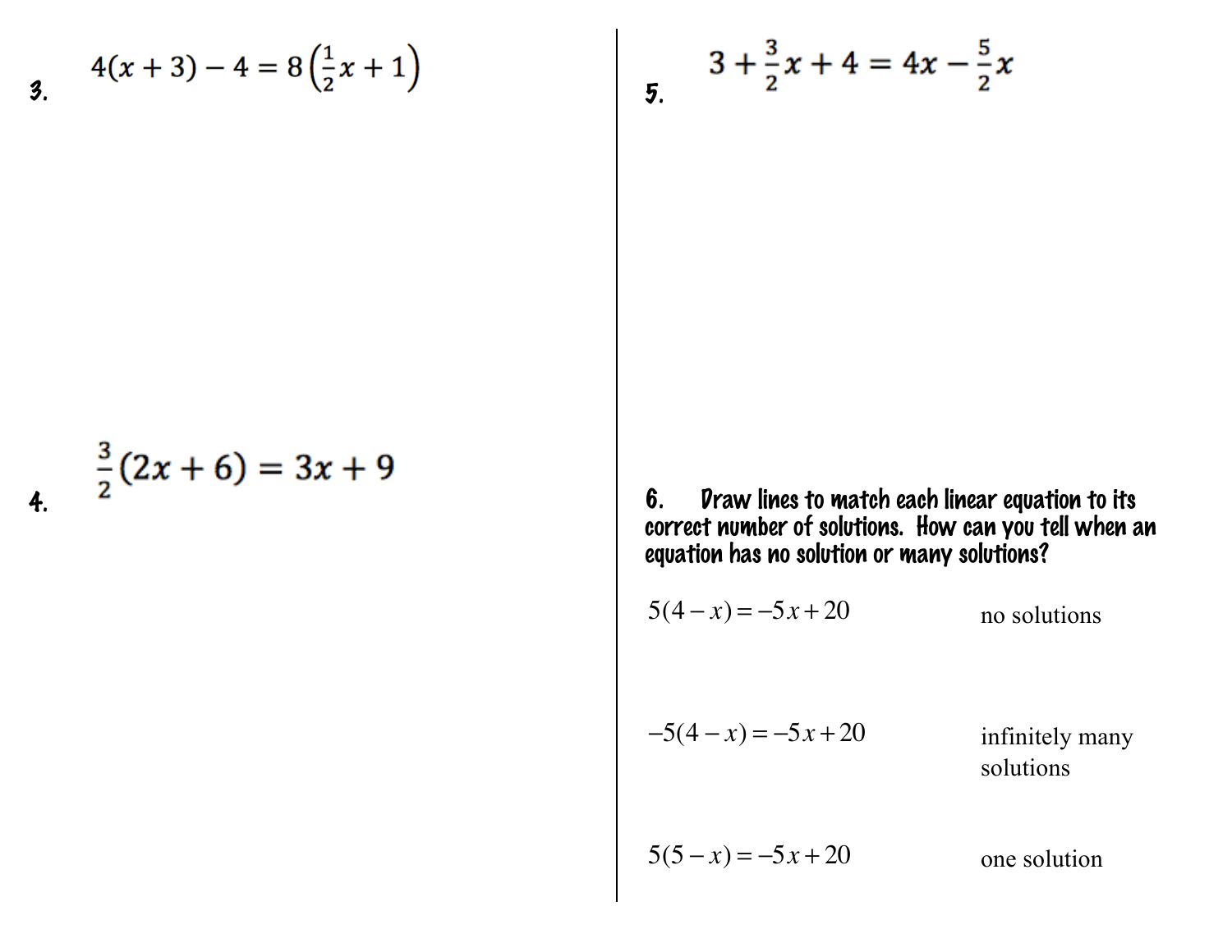3. $4(x+3)-4=8\left(\frac{1}{2}x+1\right)$

4. $\frac{3}{2}(2x+6)=3x+9$

5. $3+\frac{3}{2}x+4=4x-\frac{5}{2}x$

6. Draw lines to match each linear equation to its correct number of solutions. How can you tell when an equation has no solution or many solutions?

| | |
|---|---|
| $5(4-x)=-5x+20$ | no solutions |
| $-5(4-x)=-5x+20$ | infinitely many solutions |
| $5(5-x)=-5x+20$ | one solution |